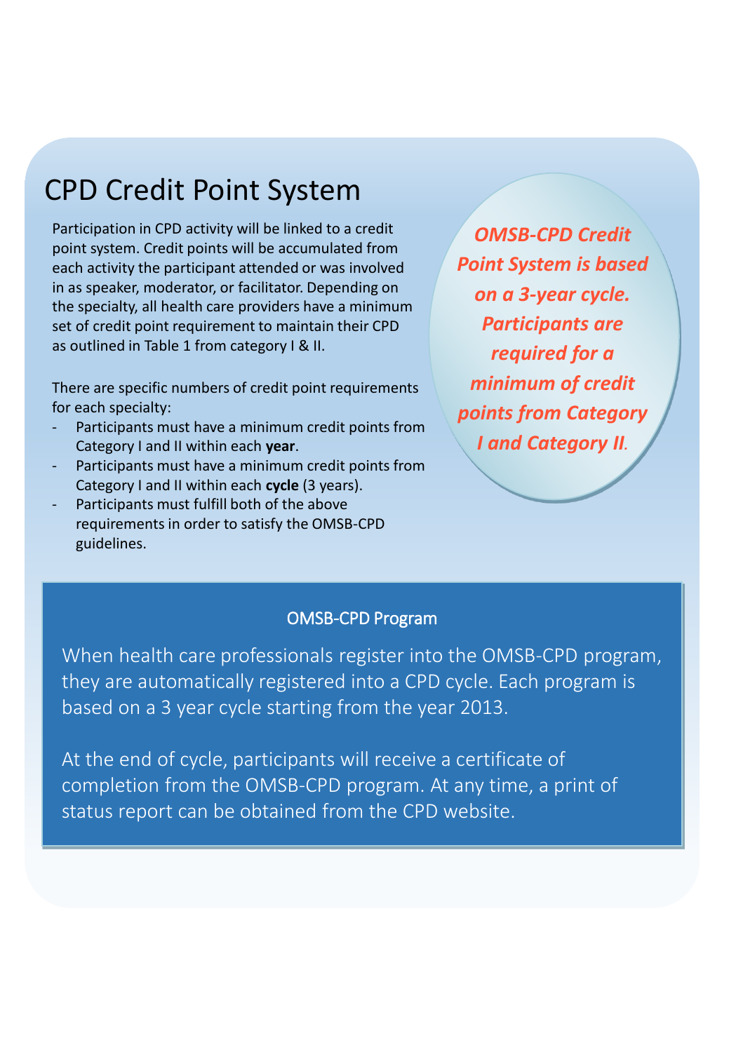# CPD Credit Point System

Participation in CPD activity will be linked to a credit point system. Credit points will be accumulated from each activity the participant attended or was involved in as speaker, moderator, or facilitator. Depending on the specialty, all health care providers have a minimum set of credit point requirement to maintain their CPD as outlined in Table 1 from category I & II.

There are specific numbers of credit point requirements for each specialty:

- Participants must have a minimum credit points from Category I and II within each **year**.
- Participants must have a minimum credit points from Category I and II within each **cycle** (3 years).
- Participants must fulfill both of the above requirements in order to satisfy the OMSB-CPD guidelines.

***OMSB-CPD Credit Point System is based on a 3-year cycle. Participants are required for a minimum of credit points from Category I and Category II.***

## OMSB-CPD Program

When health care professionals register into the OMSB-CPD program, they are automatically registered into a CPD cycle. Each program is based on a 3 year cycle starting from the year 2013.

At the end of cycle, participants will receive a certificate of completion from the OMSB-CPD program. At any time, a print of status report can be obtained from the CPD website.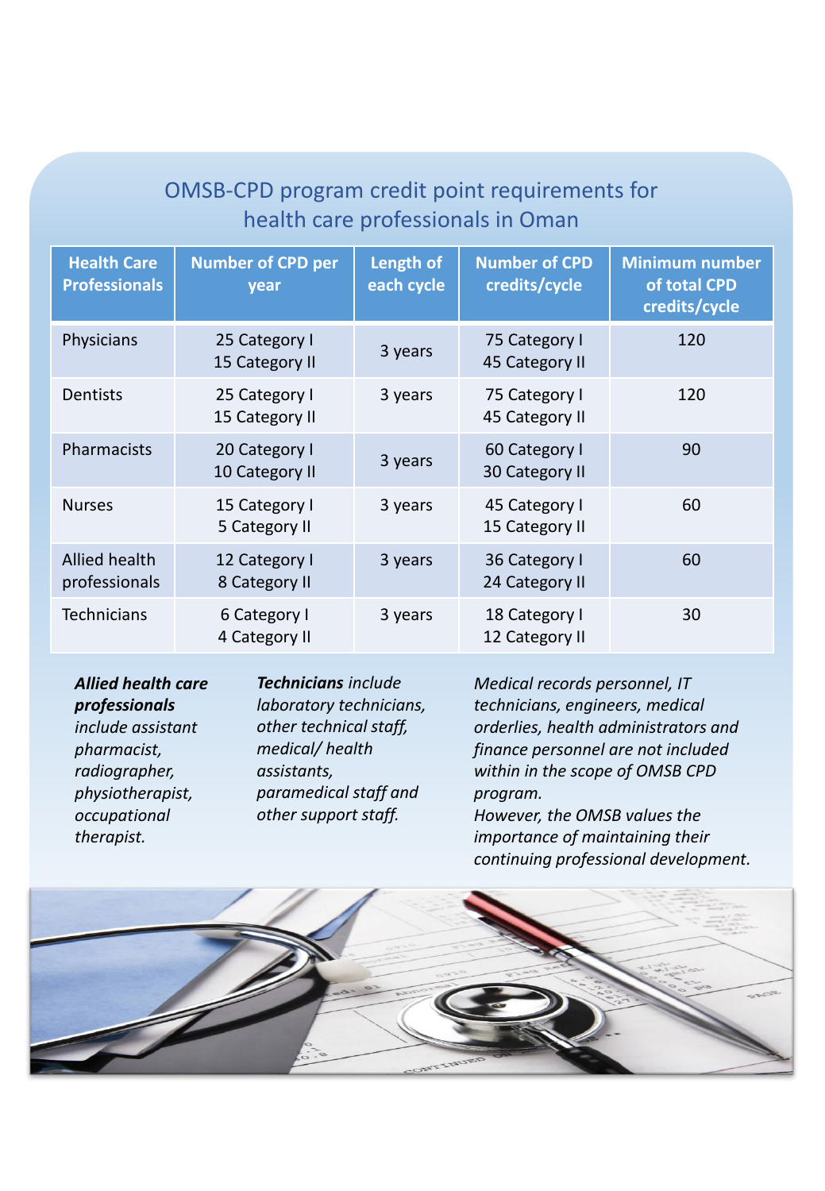## OMSB-CPD program credit point requirements for health care professionals in Oman

| Health Care Professionals | Number of CPD per year | Length of each cycle | Number of CPD credits/cycle | Minimum number of total CPD credits/cycle |
|---|---|---|---|---|
| Physicians | 25 Category I<br>15 Category II | 3 years | 75 Category I<br>45 Category II | 120 |
| Dentists | 25 Category I<br>15 Category II | 3 years | 75 Category I<br>45 Category II | 120 |
| Pharmacists | 20 Category I<br>10 Category II | 3 years | 60 Category I<br>30 Category II | 90 |
| Nurses | 15 Category I<br>5 Category II | 3 years | 45 Category I<br>15 Category II | 60 |
| Allied health professionals | 12 Category I<br>8 Category II | 3 years | 36 Category I<br>24 Category II | 60 |
| Technicians | 6 Category I<br>4 Category II | 3 years | 18 Category I<br>12 Category II | 30 |

***Allied health care professionals*** *include assistant pharmacist, radiographer, physiotherapist, occupational therapist.*

***Technicians*** *include laboratory technicians, other technical staff, medical/ health assistants, paramedical staff and other support staff.*

*Medical records personnel, IT technicians, engineers, medical orderlies, health administrators and finance personnel are not included within in the scope of OMSB CPD program.*
*However, the OMSB values the importance of maintaining their continuing professional development.*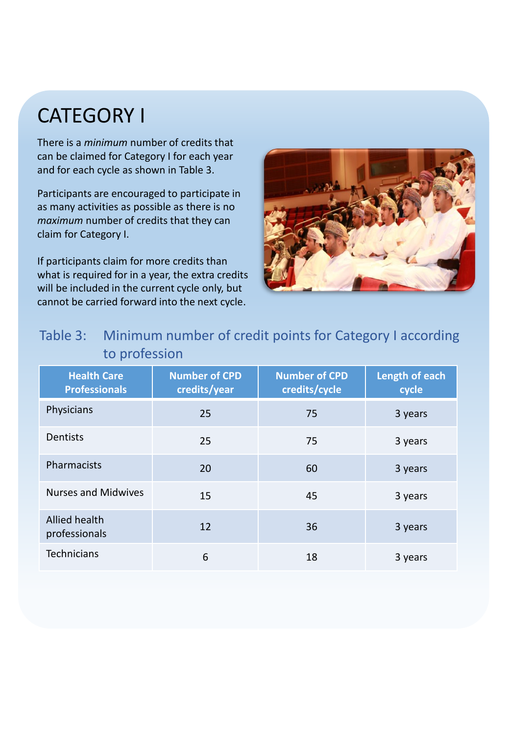# CATEGORY I

There is a *minimum* number of credits that can be claimed for Category I for each year and for each cycle as shown in Table 3.

Participants are encouraged to participate in as many activities as possible as there is no *maximum* number of credits that they can claim for Category I.

If participants claim for more credits than what is required for in a year, the extra credits will be included in the current cycle only, but cannot be carried forward into the next cycle.

Table 3: Minimum number of credit points for Category I according to profession

| Health Care Professionals | Number of CPD credits/year | Number of CPD credits/cycle | Length of each cycle |
|---|---|---|---|
| Physicians | 25 | 75 | 3 years |
| Dentists | 25 | 75 | 3 years |
| Pharmacists | 20 | 60 | 3 years |
| Nurses and Midwives | 15 | 45 | 3 years |
| Allied health professionals | 12 | 36 | 3 years |
| Technicians | 6 | 18 | 3 years |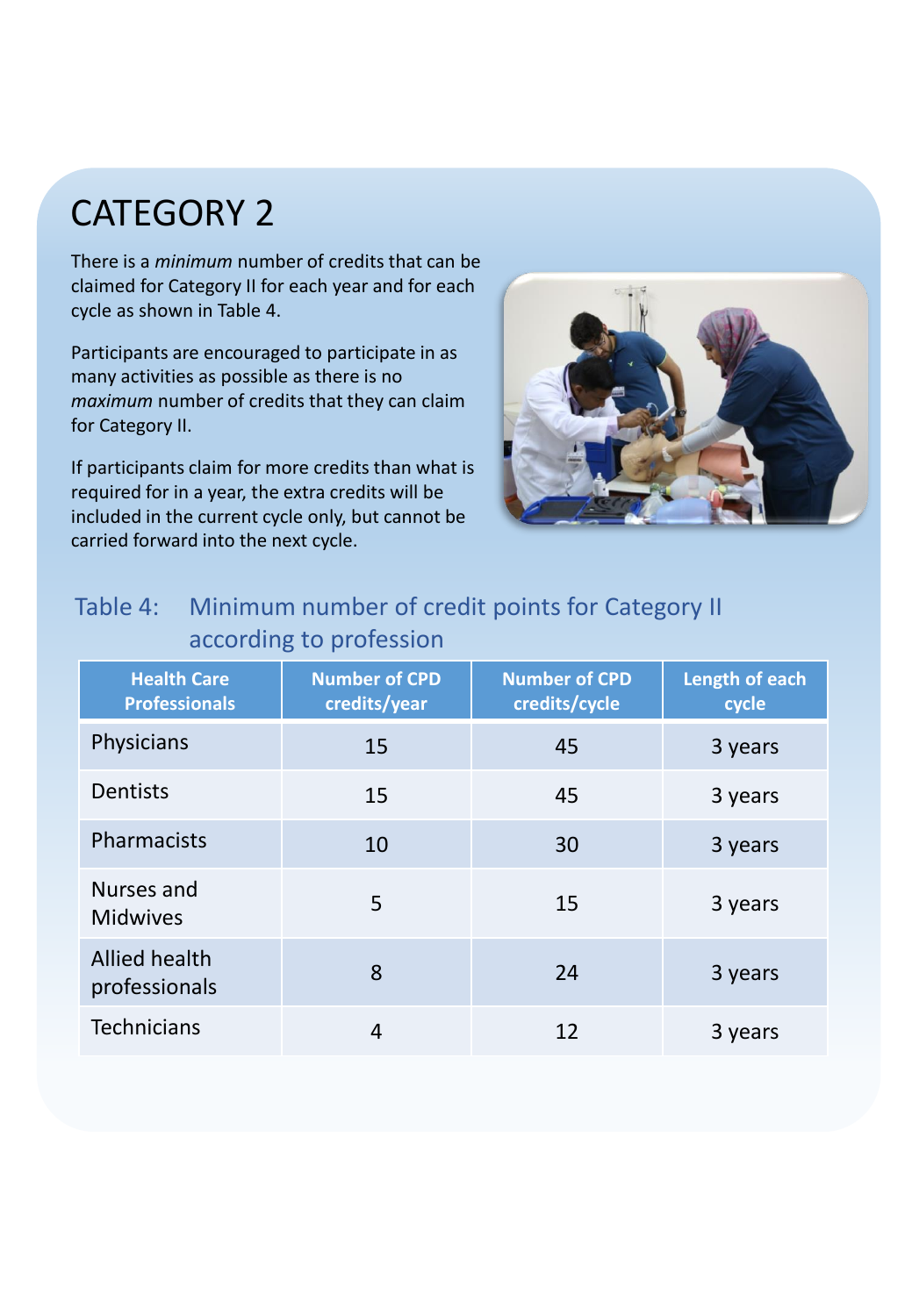# CATEGORY 2

There is a *minimum* number of credits that can be claimed for Category II for each year and for each cycle as shown in Table 4.

Participants are encouraged to participate in as many activities as possible as there is no *maximum* number of credits that they can claim for Category II.

If participants claim for more credits than what is required for in a year, the extra credits will be included in the current cycle only, but cannot be carried forward into the next cycle.

Table 4: Minimum number of credit points for Category II according to profession

| Health Care Professionals | Number of CPD credits/year | Number of CPD credits/cycle | Length of each cycle |
|---|---|---|---|
| Physicians | 15 | 45 | 3 years |
| Dentists | 15 | 45 | 3 years |
| Pharmacists | 10 | 30 | 3 years |
| Nurses and Midwives | 5 | 15 | 3 years |
| Allied health professionals | 8 | 24 | 3 years |
| Technicians | 4 | 12 | 3 years |